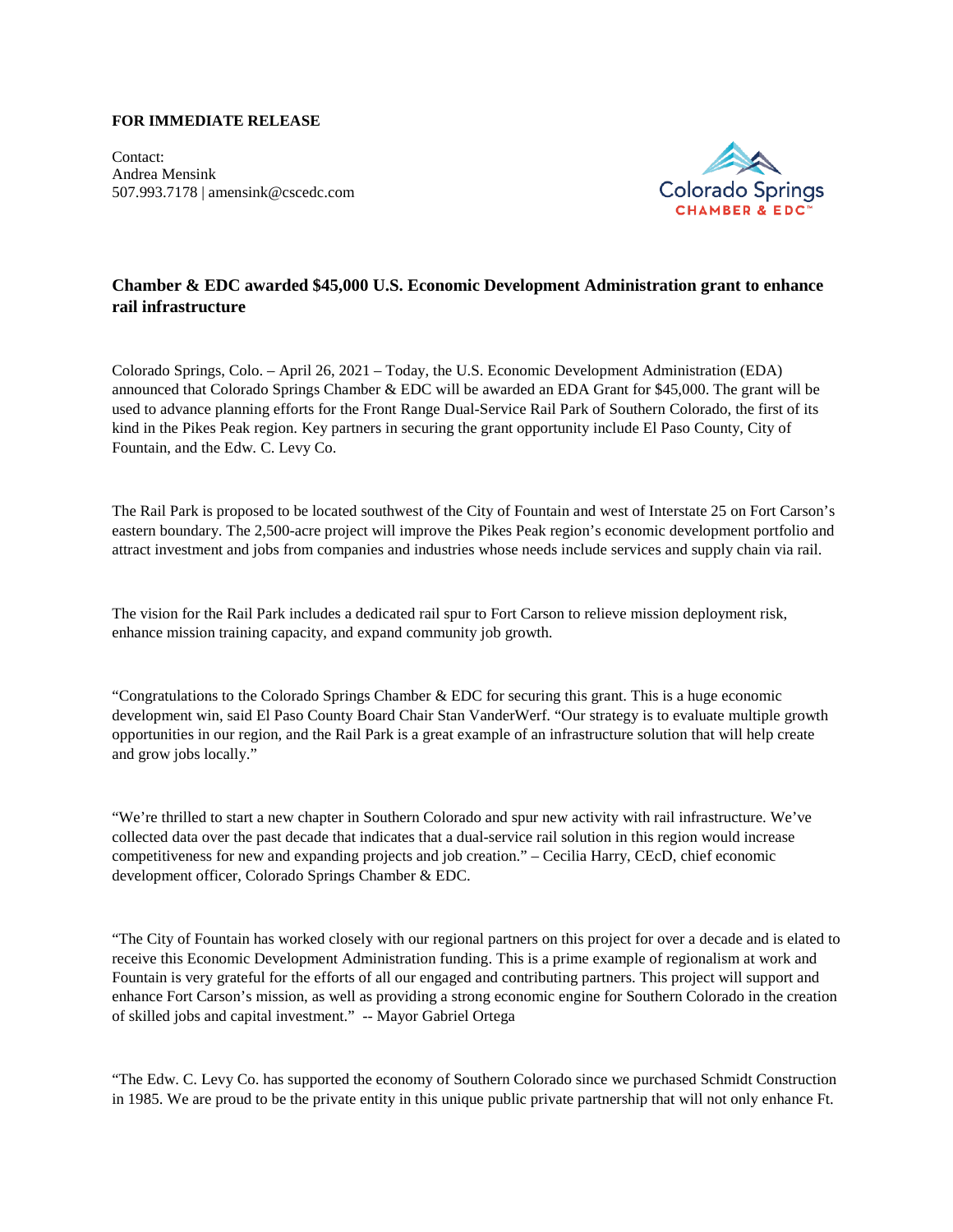**FOR IMMEDIATE RELEASE**

Contact:
Andrea Mensink
507.993.7178 | amensink@cscedc.com

Colorado Springs CHAMBER & EDC™

## Chamber & EDC awarded $45,000 U.S. Economic Development Administration grant to enhance rail infrastructure

Colorado Springs, Colo. – April 26, 2021 – Today, the U.S. Economic Development Administration (EDA) announced that Colorado Springs Chamber & EDC will be awarded an EDA Grant for $45,000. The grant will be used to advance planning efforts for the Front Range Dual-Service Rail Park of Southern Colorado, the first of its kind in the Pikes Peak region. Key partners in securing the grant opportunity include El Paso County, City of Fountain, and the Edw. C. Levy Co.

The Rail Park is proposed to be located southwest of the City of Fountain and west of Interstate 25 on Fort Carson's eastern boundary. The 2,500-acre project will improve the Pikes Peak region's economic development portfolio and attract investment and jobs from companies and industries whose needs include services and supply chain via rail.

The vision for the Rail Park includes a dedicated rail spur to Fort Carson to relieve mission deployment risk, enhance mission training capacity, and expand community job growth.

"Congratulations to the Colorado Springs Chamber & EDC for securing this grant. This is a huge economic development win, said El Paso County Board Chair Stan VanderWerf. "Our strategy is to evaluate multiple growth opportunities in our region, and the Rail Park is a great example of an infrastructure solution that will help create and grow jobs locally."

"We're thrilled to start a new chapter in Southern Colorado and spur new activity with rail infrastructure. We've collected data over the past decade that indicates that a dual-service rail solution in this region would increase competitiveness for new and expanding projects and job creation." – Cecilia Harry, CEcD, chief economic development officer, Colorado Springs Chamber & EDC.

"The City of Fountain has worked closely with our regional partners on this project for over a decade and is elated to receive this Economic Development Administration funding. This is a prime example of regionalism at work and Fountain is very grateful for the efforts of all our engaged and contributing partners. This project will support and enhance Fort Carson's mission, as well as providing a strong economic engine for Southern Colorado in the creation of skilled jobs and capital investment." -- Mayor Gabriel Ortega

"The Edw. C. Levy Co. has supported the economy of Southern Colorado since we purchased Schmidt Construction in 1985. We are proud to be the private entity in this unique public private partnership that will not only enhance Ft.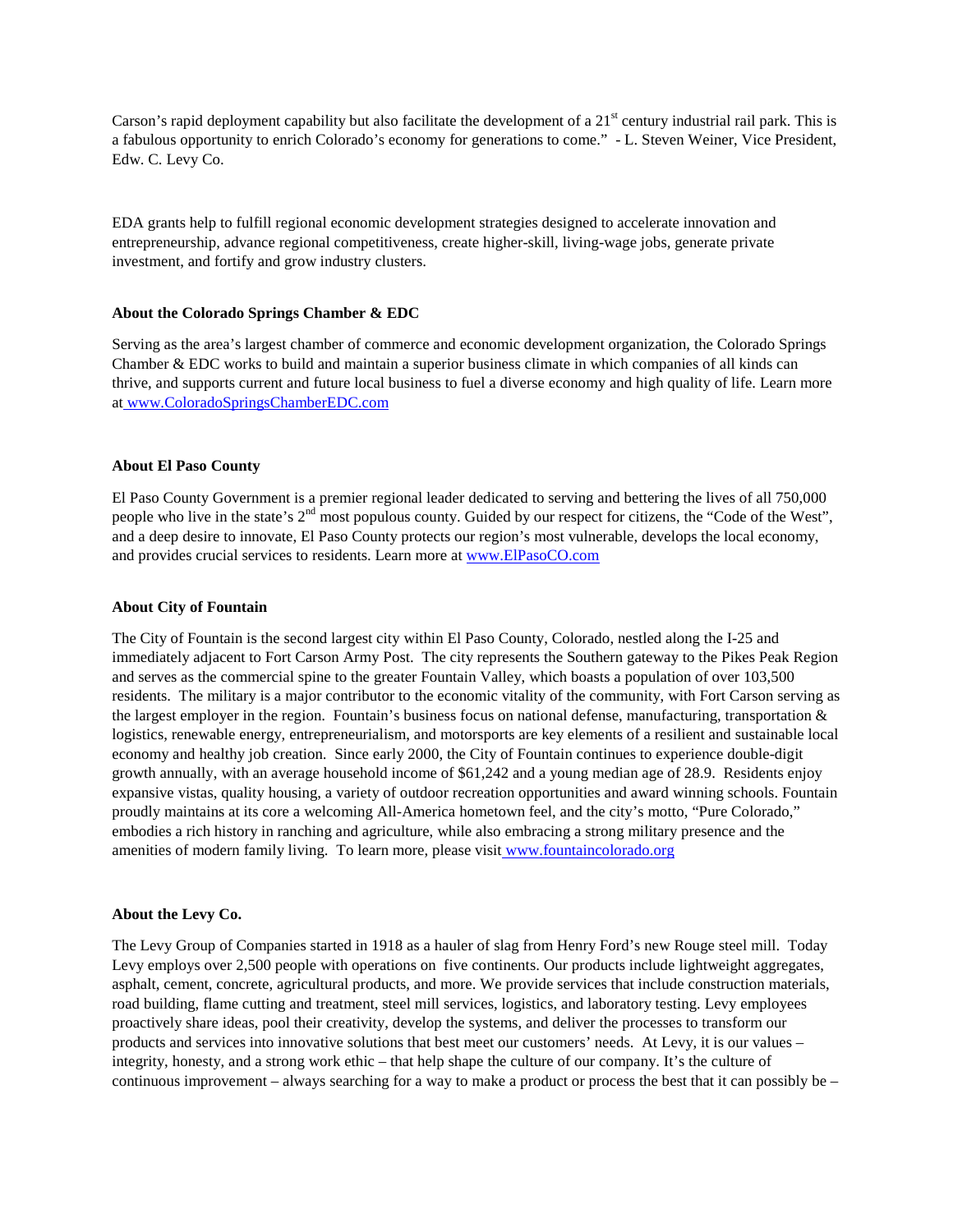Carson's rapid deployment capability but also facilitate the development of a 21st century industrial rail park. This is a fabulous opportunity to enrich Colorado's economy for generations to come." - L. Steven Weiner, Vice President, Edw. C. Levy Co.

EDA grants help to fulfill regional economic development strategies designed to accelerate innovation and entrepreneurship, advance regional competitiveness, create higher-skill, living-wage jobs, generate private investment, and fortify and grow industry clusters.

**About the Colorado Springs Chamber & EDC**

Serving as the area's largest chamber of commerce and economic development organization, the Colorado Springs Chamber & EDC works to build and maintain a superior business climate in which companies of all kinds can thrive, and supports current and future local business to fuel a diverse economy and high quality of life. Learn more at www.ColoradoSpringsChamberEDC.com

**About El Paso County**

El Paso County Government is a premier regional leader dedicated to serving and bettering the lives of all 750,000 people who live in the state's 2nd most populous county. Guided by our respect for citizens, the "Code of the West", and a deep desire to innovate, El Paso County protects our region's most vulnerable, develops the local economy, and provides crucial services to residents. Learn more at www.ElPasoCO.com

**About City of Fountain**

The City of Fountain is the second largest city within El Paso County, Colorado, nestled along the I-25 and immediately adjacent to Fort Carson Army Post. The city represents the Southern gateway to the Pikes Peak Region and serves as the commercial spine to the greater Fountain Valley, which boasts a population of over 103,500 residents. The military is a major contributor to the economic vitality of the community, with Fort Carson serving as the largest employer in the region. Fountain's business focus on national defense, manufacturing, transportation & logistics, renewable energy, entrepreneurialism, and motorsports are key elements of a resilient and sustainable local economy and healthy job creation. Since early 2000, the City of Fountain continues to experience double-digit growth annually, with an average household income of $61,242 and a young median age of 28.9. Residents enjoy expansive vistas, quality housing, a variety of outdoor recreation opportunities and award winning schools. Fountain proudly maintains at its core a welcoming All-America hometown feel, and the city's motto, "Pure Colorado," embodies a rich history in ranching and agriculture, while also embracing a strong military presence and the amenities of modern family living. To learn more, please visit www.fountaincolorado.org

**About the Levy Co.**

The Levy Group of Companies started in 1918 as a hauler of slag from Henry Ford's new Rouge steel mill. Today Levy employs over 2,500 people with operations on five continents. Our products include lightweight aggregates, asphalt, cement, concrete, agricultural products, and more. We provide services that include construction materials, road building, flame cutting and treatment, steel mill services, logistics, and laboratory testing. Levy employees proactively share ideas, pool their creativity, develop the systems, and deliver the processes to transform our products and services into innovative solutions that best meet our customers' needs. At Levy, it is our values – integrity, honesty, and a strong work ethic – that help shape the culture of our company. It's the culture of continuous improvement – always searching for a way to make a product or process the best that it can possibly be –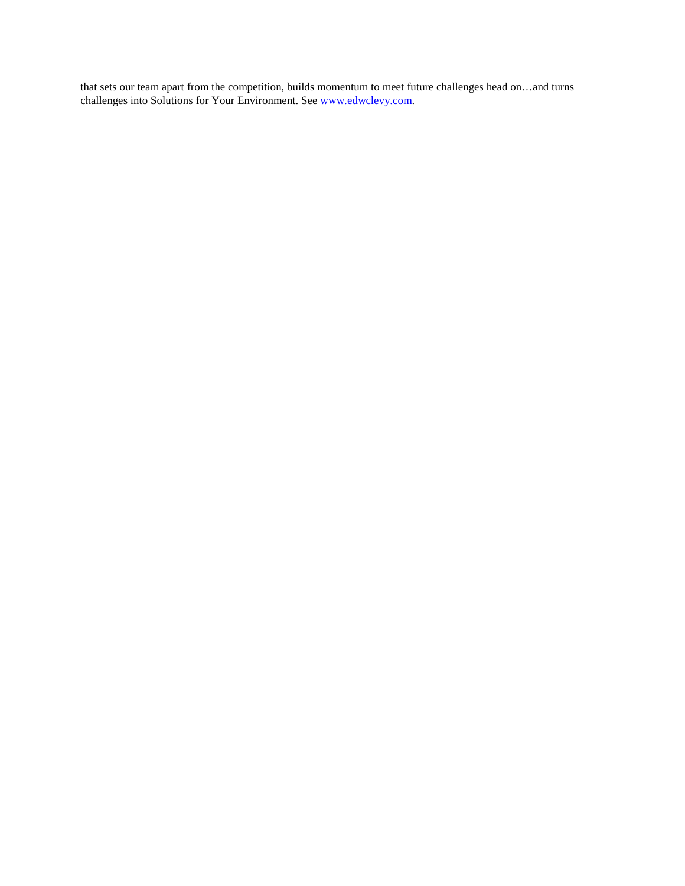that sets our team apart from the competition, builds momentum to meet future challenges head on…and turns challenges into Solutions for Your Environment. See [www.edwclevy.com](http://www.edwclevy.com).